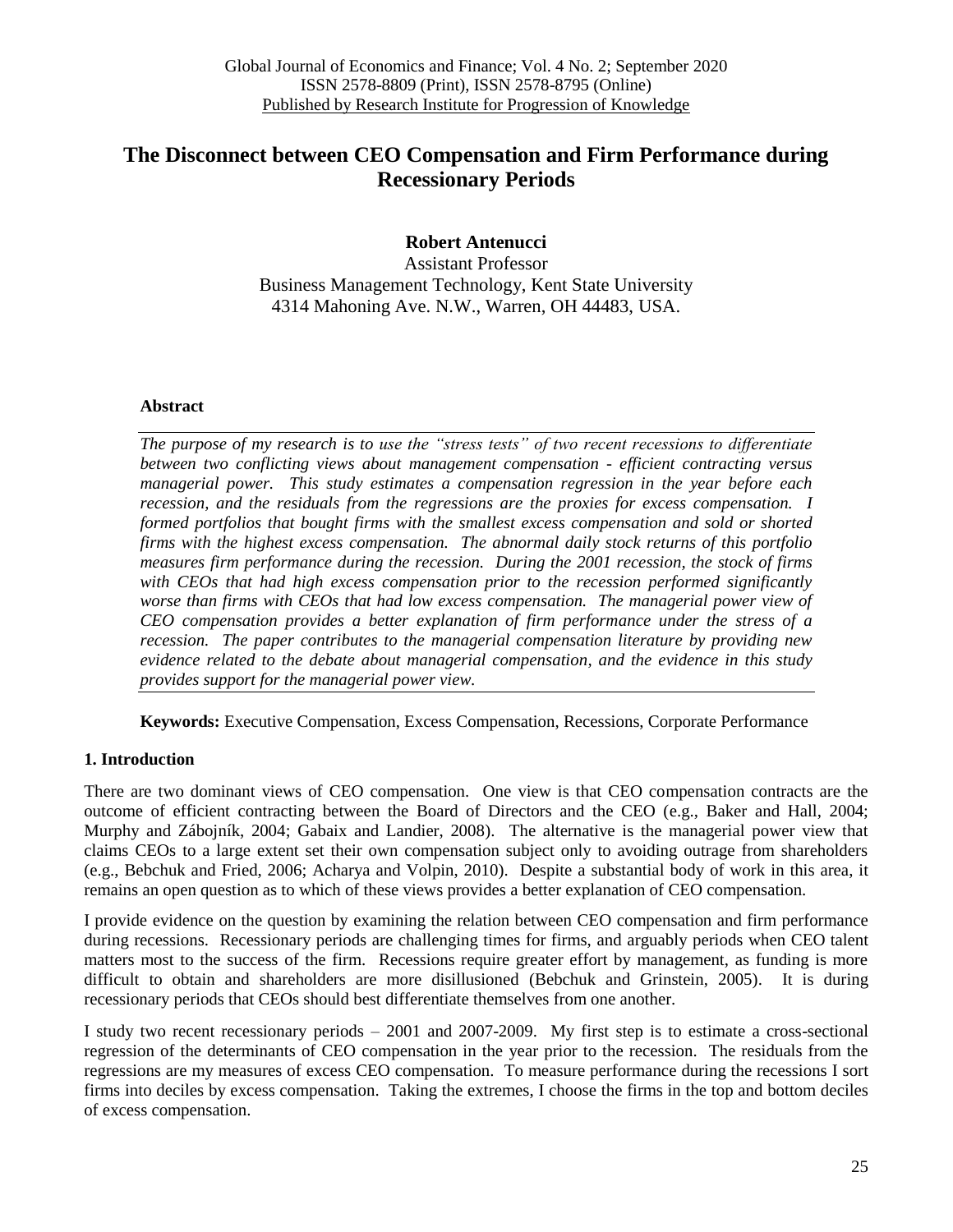# The Disconnect between CEO Compensation and Firm Performance during Recessionary Periods

**Robert Antenucci**
Assistant Professor
Business Management Technology, Kent State University
4314 Mahoning Ave. N.W., Warren, OH 44483, USA.

## Abstract

*The purpose of my research is to use the "stress tests" of two recent recessions to differentiate between two conflicting views about management compensation - efficient contracting versus managerial power. This study estimates a compensation regression in the year before each recession, and the residuals from the regressions are the proxies for excess compensation. I formed portfolios that bought firms with the smallest excess compensation and sold or shorted firms with the highest excess compensation. The abnormal daily stock returns of this portfolio measures firm performance during the recession. During the 2001 recession, the stock of firms with CEOs that had high excess compensation prior to the recession performed significantly worse than firms with CEOs that had low excess compensation. The managerial power view of CEO compensation provides a better explanation of firm performance under the stress of a recession. The paper contributes to the managerial compensation literature by providing new evidence related to the debate about managerial compensation, and the evidence in this study provides support for the managerial power view.*

**Keywords:** Executive Compensation, Excess Compensation, Recessions, Corporate Performance

## 1. Introduction

There are two dominant views of CEO compensation. One view is that CEO compensation contracts are the outcome of efficient contracting between the Board of Directors and the CEO (e.g., Baker and Hall, 2004; Murphy and Zábojník, 2004; Gabaix and Landier, 2008). The alternative is the managerial power view that claims CEOs to a large extent set their own compensation subject only to avoiding outrage from shareholders (e.g., Bebchuk and Fried, 2006; Acharya and Volpin, 2010). Despite a substantial body of work in this area, it remains an open question as to which of these views provides a better explanation of CEO compensation.

I provide evidence on the question by examining the relation between CEO compensation and firm performance during recessions. Recessionary periods are challenging times for firms, and arguably periods when CEO talent matters most to the success of the firm. Recessions require greater effort by management, as funding is more difficult to obtain and shareholders are more disillusioned (Bebchuk and Grinstein, 2005). It is during recessionary periods that CEOs should best differentiate themselves from one another.

I study two recent recessionary periods – 2001 and 2007-2009. My first step is to estimate a cross-sectional regression of the determinants of CEO compensation in the year prior to the recession. The residuals from the regressions are my measures of excess CEO compensation. To measure performance during the recessions I sort firms into deciles by excess compensation. Taking the extremes, I choose the firms in the top and bottom deciles of excess compensation.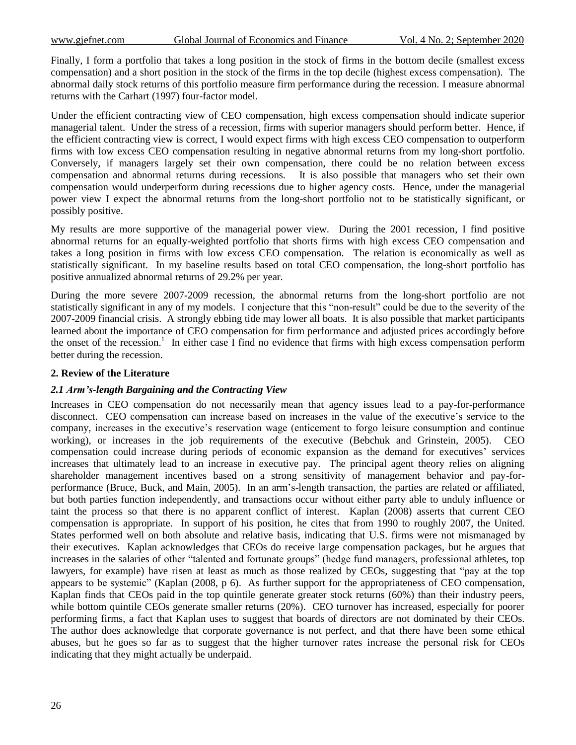Finally, I form a portfolio that takes a long position in the stock of firms in the bottom decile (smallest excess compensation) and a short position in the stock of the firms in the top decile (highest excess compensation). The abnormal daily stock returns of this portfolio measure firm performance during the recession. I measure abnormal returns with the Carhart (1997) four-factor model.

Under the efficient contracting view of CEO compensation, high excess compensation should indicate superior managerial talent. Under the stress of a recession, firms with superior managers should perform better. Hence, if the efficient contracting view is correct, I would expect firms with high excess CEO compensation to outperform firms with low excess CEO compensation resulting in negative abnormal returns from my long-short portfolio. Conversely, if managers largely set their own compensation, there could be no relation between excess compensation and abnormal returns during recessions. It is also possible that managers who set their own compensation would underperform during recessions due to higher agency costs. Hence, under the managerial power view I expect the abnormal returns from the long-short portfolio not to be statistically significant, or possibly positive.

My results are more supportive of the managerial power view. During the 2001 recession, I find positive abnormal returns for an equally-weighted portfolio that shorts firms with high excess CEO compensation and takes a long position in firms with low excess CEO compensation. The relation is economically as well as statistically significant. In my baseline results based on total CEO compensation, the long-short portfolio has positive annualized abnormal returns of 29.2% per year.

During the more severe 2007-2009 recession, the abnormal returns from the long-short portfolio are not statistically significant in any of my models. I conjecture that this "non-result" could be due to the severity of the 2007-2009 financial crisis. A strongly ebbing tide may lower all boats. It is also possible that market participants learned about the importance of CEO compensation for firm performance and adjusted prices accordingly before the onset of the recession.[1] In either case I find no evidence that firms with high excess compensation perform better during the recession.

## 2. Review of the Literature

### *2.1 Arm's-length Bargaining and the Contracting View*

Increases in CEO compensation do not necessarily mean that agency issues lead to a pay-for-performance disconnect. CEO compensation can increase based on increases in the value of the executive's service to the company, increases in the executive's reservation wage (enticement to forgo leisure consumption and continue working), or increases in the job requirements of the executive (Bebchuk and Grinstein, 2005). CEO compensation could increase during periods of economic expansion as the demand for executives' services increases that ultimately lead to an increase in executive pay. The principal agent theory relies on aligning shareholder management incentives based on a strong sensitivity of management behavior and pay-for-performance (Bruce, Buck, and Main, 2005). In an arm's-length transaction, the parties are related or affiliated, but both parties function independently, and transactions occur without either party able to unduly influence or taint the process so that there is no apparent conflict of interest. Kaplan (2008) asserts that current CEO compensation is appropriate. In support of his position, he cites that from 1990 to roughly 2007, the United. States performed well on both absolute and relative basis, indicating that U.S. firms were not mismanaged by their executives. Kaplan acknowledges that CEOs do receive large compensation packages, but he argues that increases in the salaries of other "talented and fortunate groups" (hedge fund managers, professional athletes, top lawyers, for example) have risen at least as much as those realized by CEOs, suggesting that "pay at the top appears to be systemic" (Kaplan (2008, p 6). As further support for the appropriateness of CEO compensation, Kaplan finds that CEOs paid in the top quintile generate greater stock returns (60%) than their industry peers, while bottom quintile CEOs generate smaller returns (20%). CEO turnover has increased, especially for poorer performing firms, a fact that Kaplan uses to suggest that boards of directors are not dominated by their CEOs. The author does acknowledge that corporate governance is not perfect, and that there have been some ethical abuses, but he goes so far as to suggest that the higher turnover rates increase the personal risk for CEOs indicating that they might actually be underpaid.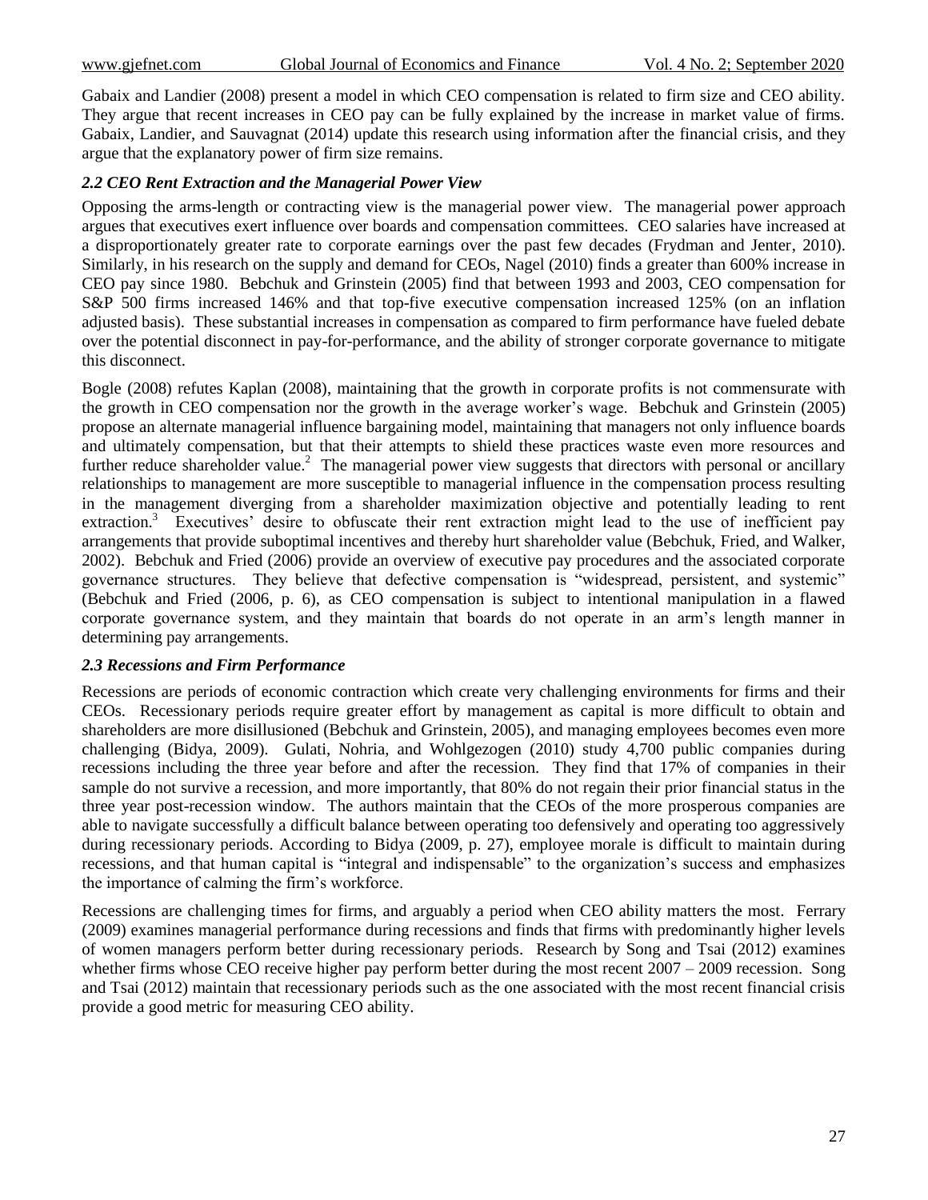Gabaix and Landier (2008) present a model in which CEO compensation is related to firm size and CEO ability. They argue that recent increases in CEO pay can be fully explained by the increase in market value of firms. Gabaix, Landier, and Sauvagnat (2014) update this research using information after the financial crisis, and they argue that the explanatory power of firm size remains.

### *2.2 CEO Rent Extraction and the Managerial Power View*

Opposing the arms-length or contracting view is the managerial power view. The managerial power approach argues that executives exert influence over boards and compensation committees. CEO salaries have increased at a disproportionately greater rate to corporate earnings over the past few decades (Frydman and Jenter, 2010). Similarly, in his research on the supply and demand for CEOs, Nagel (2010) finds a greater than 600% increase in CEO pay since 1980. Bebchuk and Grinstein (2005) find that between 1993 and 2003, CEO compensation for S&P 500 firms increased 146% and that top-five executive compensation increased 125% (on an inflation adjusted basis). These substantial increases in compensation as compared to firm performance have fueled debate over the potential disconnect in pay-for-performance, and the ability of stronger corporate governance to mitigate this disconnect.

Bogle (2008) refutes Kaplan (2008), maintaining that the growth in corporate profits is not commensurate with the growth in CEO compensation nor the growth in the average worker's wage. Bebchuk and Grinstein (2005) propose an alternate managerial influence bargaining model, maintaining that managers not only influence boards and ultimately compensation, but that their attempts to shield these practices waste even more resources and further reduce shareholder value.[2] The managerial power view suggests that directors with personal or ancillary relationships to management are more susceptible to managerial influence in the compensation process resulting in the management diverging from a shareholder maximization objective and potentially leading to rent extraction.[3] Executives' desire to obfuscate their rent extraction might lead to the use of inefficient pay arrangements that provide suboptimal incentives and thereby hurt shareholder value (Bebchuk, Fried, and Walker, 2002). Bebchuk and Fried (2006) provide an overview of executive pay procedures and the associated corporate governance structures. They believe that defective compensation is "widespread, persistent, and systemic" (Bebchuk and Fried (2006, p. 6), as CEO compensation is subject to intentional manipulation in a flawed corporate governance system, and they maintain that boards do not operate in an arm's length manner in determining pay arrangements.

### *2.3 Recessions and Firm Performance*

Recessions are periods of economic contraction which create very challenging environments for firms and their CEOs. Recessionary periods require greater effort by management as capital is more difficult to obtain and shareholders are more disillusioned (Bebchuk and Grinstein, 2005), and managing employees becomes even more challenging (Bidya, 2009). Gulati, Nohria, and Wohlgezogen (2010) study 4,700 public companies during recessions including the three year before and after the recession. They find that 17% of companies in their sample do not survive a recession, and more importantly, that 80% do not regain their prior financial status in the three year post-recession window. The authors maintain that the CEOs of the more prosperous companies are able to navigate successfully a difficult balance between operating too defensively and operating too aggressively during recessionary periods. According to Bidya (2009, p. 27), employee morale is difficult to maintain during recessions, and that human capital is "integral and indispensable" to the organization's success and emphasizes the importance of calming the firm's workforce.

Recessions are challenging times for firms, and arguably a period when CEO ability matters the most. Ferrary (2009) examines managerial performance during recessions and finds that firms with predominantly higher levels of women managers perform better during recessionary periods. Research by Song and Tsai (2012) examines whether firms whose CEO receive higher pay perform better during the most recent 2007 – 2009 recession. Song and Tsai (2012) maintain that recessionary periods such as the one associated with the most recent financial crisis provide a good metric for measuring CEO ability.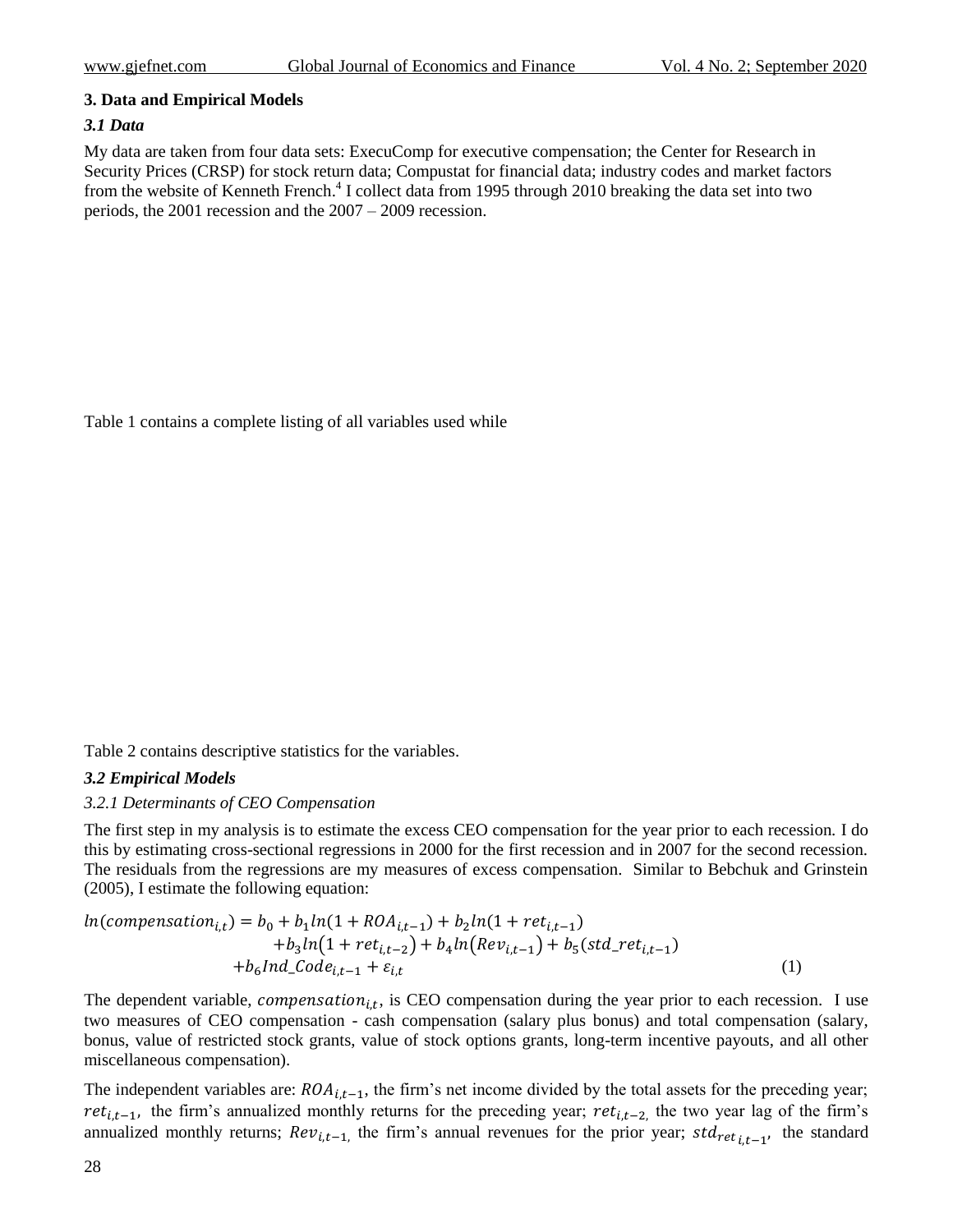### 3. Data and Empirical Models

#### *3.1 Data*

My data are taken from four data sets: ExecuComp for executive compensation; the Center for Research in Security Prices (CRSP) for stock return data; Compustat for financial data; industry codes and market factors from the website of Kenneth French.[4] I collect data from 1995 through 2010 breaking the data set into two periods, the 2001 recession and the 2007 – 2009 recession.

Table 1 contains a complete listing of all variables used while

Table 2 contains descriptive statistics for the variables.

#### *3.2 Empirical Models*

*3.2.1 Determinants of CEO Compensation*

The first step in my analysis is to estimate the excess CEO compensation for the year prior to each recession. I do this by estimating cross-sectional regressions in 2000 for the first recession and in 2007 for the second recession. The residuals from the regressions are my measures of excess compensation. Similar to Bebchuk and Grinstein (2005), I estimate the following equation:

$$ln(compensation_{i,t}) = b_0 + b_1 ln(1 + ROA_{i,t-1}) + b_2 ln(1 + ret_{i,t-1}) + b_3 ln(1 + ret_{i,t-2}) + b_4 ln(Rev_{i,t-1}) + b_5(std\_ret_{i,t-1}) + b_6 Ind\_Code_{i,t-1} + \varepsilon_{i,t} \quad (1)$$

The dependent variable, $compensation_{i,t}$, is CEO compensation during the year prior to each recession. I use two measures of CEO compensation - cash compensation (salary plus bonus) and total compensation (salary, bonus, value of restricted stock grants, value of stock options grants, long-term incentive payouts, and all other miscellaneous compensation).

The independent variables are: $ROA_{i,t-1}$, the firm's net income divided by the total assets for the preceding year; $ret_{i,t-1}$, the firm's annualized monthly returns for the preceding year; $ret_{i,t-2}$, the two year lag of the firm's annualized monthly returns; $Rev_{i,t-1}$, the firm's annual revenues for the prior year; $std_{ret\,i,t-1}$, the standard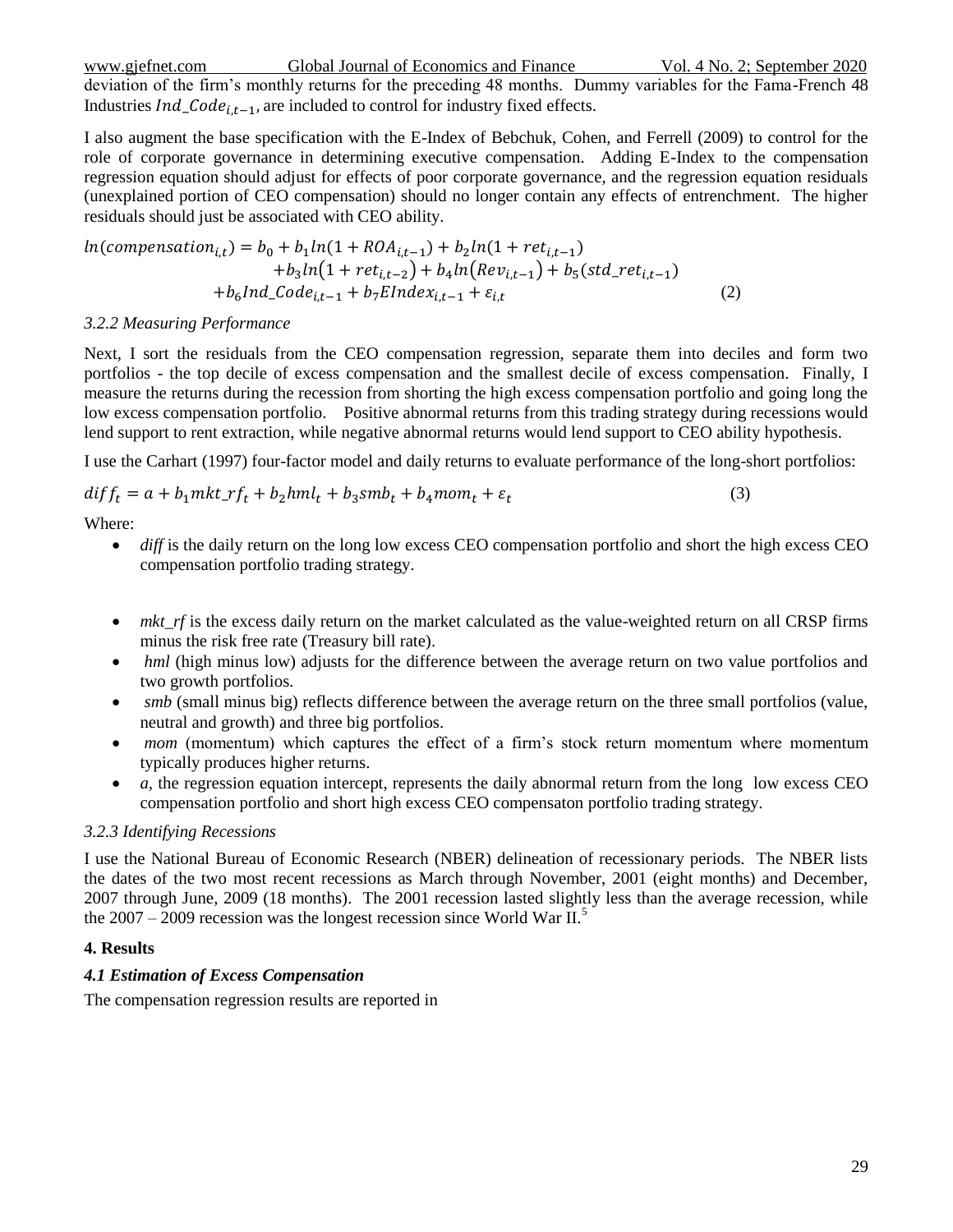deviation of the firm's monthly returns for the preceding 48 months. Dummy variables for the Fama-French 48 Industries $Ind\_Code_{i,t-1}$, are included to control for industry fixed effects.

I also augment the base specification with the E-Index of Bebchuk, Cohen, and Ferrell (2009) to control for the role of corporate governance in determining executive compensation. Adding E-Index to the compensation regression equation should adjust for effects of poor corporate governance, and the regression equation residuals (unexplained portion of CEO compensation) should no longer contain any effects of entrenchment. The higher residuals should just be associated with CEO ability.

$$\begin{aligned} ln(compensation_{i,t}) = b_0 + b_1 ln(1 + ROA_{i,t-1}) + b_2 ln(1 + ret_{i,t-1}) \\ + b_3 ln(1 + ret_{i,t-2}) + b_4 ln(Rev_{i,t-1}) + b_5(std\_ret_{i,t-1}) \\ + b_6 Ind\_Code_{i,t-1} + b_7 EIndex_{i,t-1} + \varepsilon_{i,t} \end{aligned} \quad (2)$$

### *3.2.2 Measuring Performance*

Next, I sort the residuals from the CEO compensation regression, separate them into deciles and form two portfolios - the top decile of excess compensation and the smallest decile of excess compensation. Finally, I measure the returns during the recession from shorting the high excess compensation portfolio and going long the low excess compensation portfolio. Positive abnormal returns from this trading strategy during recessions would lend support to rent extraction, while negative abnormal returns would lend support to CEO ability hypothesis.

I use the Carhart (1997) four-factor model and daily returns to evaluate performance of the long-short portfolios:

$$diff_t = a + b_1 mkt\_rf_t + b_2 hml_t + b_3 smb_t + b_4 mom_t + \varepsilon_t \quad (3)$$

Where:

- *diff* is the daily return on the long low excess CEO compensation portfolio and short the high excess CEO compensation portfolio trading strategy.
- *mkt_rf* is the excess daily return on the market calculated as the value-weighted return on all CRSP firms minus the risk free rate (Treasury bill rate).
- *hml* (high minus low) adjusts for the difference between the average return on two value portfolios and two growth portfolios.
- *smb* (small minus big) reflects difference between the average return on the three small portfolios (value, neutral and growth) and three big portfolios.
- *mom* (momentum) which captures the effect of a firm's stock return momentum where momentum typically produces higher returns.
- *a*, the regression equation intercept, represents the daily abnormal return from the long low excess CEO compensation portfolio and short high excess CEO compensaton portfolio trading strategy.

### *3.2.3 Identifying Recessions*

I use the National Bureau of Economic Research (NBER) delineation of recessionary periods. The NBER lists the dates of the two most recent recessions as March through November, 2001 (eight months) and December, 2007 through June, 2009 (18 months). The 2001 recession lasted slightly less than the average recession, while the 2007 – 2009 recession was the longest recession since World War II.[5]

## **4. Results**

### ***4.1 Estimation of Excess Compensation***

The compensation regression results are reported in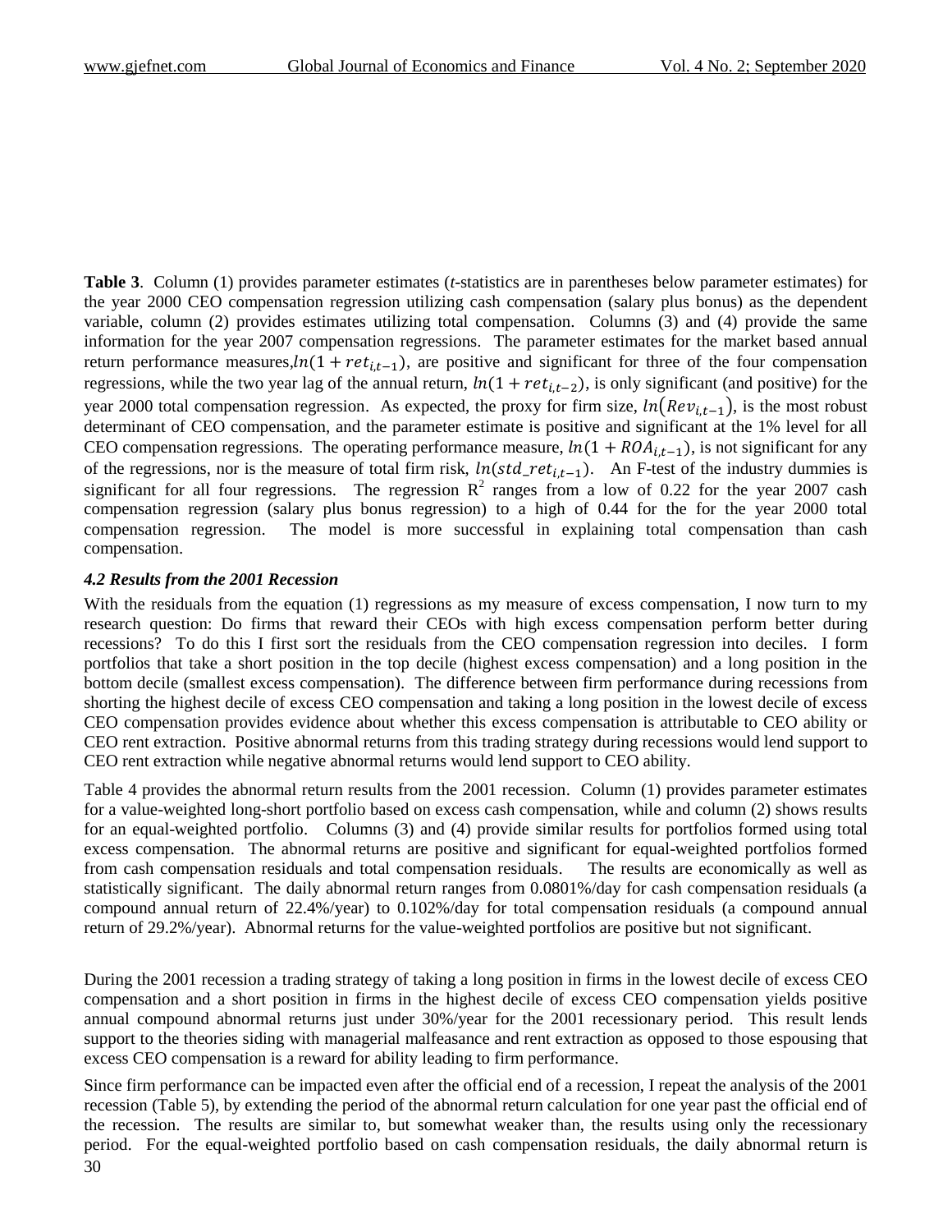**Table 3**. Column (1) provides parameter estimates (*t*-statistics are in parentheses below parameter estimates) for the year 2000 CEO compensation regression utilizing cash compensation (salary plus bonus) as the dependent variable, column (2) provides estimates utilizing total compensation. Columns (3) and (4) provide the same information for the year 2007 compensation regressions. The parameter estimates for the market based annual return performance measures, $ln(1 + ret_{i,t-1})$, are positive and significant for three of the four compensation regressions, while the two year lag of the annual return, $ln(1 + ret_{i,t-2})$, is only significant (and positive) for the year 2000 total compensation regression. As expected, the proxy for firm size, $ln(Rev_{i,t-1})$, is the most robust determinant of CEO compensation, and the parameter estimate is positive and significant at the 1% level for all CEO compensation regressions. The operating performance measure, $ln(1 + ROA_{i,t-1})$, is not significant for any of the regressions, nor is the measure of total firm risk, $ln(std\_ret_{i,t-1})$. An F-test of the industry dummies is significant for all four regressions. The regression $R^2$ ranges from a low of 0.22 for the year 2007 cash compensation regression (salary plus bonus regression) to a high of 0.44 for the for the year 2000 total compensation regression. The model is more successful in explaining total compensation than cash compensation.

### *4.2 Results from the 2001 Recession*

With the residuals from the equation (1) regressions as my measure of excess compensation, I now turn to my research question: Do firms that reward their CEOs with high excess compensation perform better during recessions? To do this I first sort the residuals from the CEO compensation regression into deciles. I form portfolios that take a short position in the top decile (highest excess compensation) and a long position in the bottom decile (smallest excess compensation). The difference between firm performance during recessions from shorting the highest decile of excess CEO compensation and taking a long position in the lowest decile of excess CEO compensation provides evidence about whether this excess compensation is attributable to CEO ability or CEO rent extraction. Positive abnormal returns from this trading strategy during recessions would lend support to CEO rent extraction while negative abnormal returns would lend support to CEO ability.

Table 4 provides the abnormal return results from the 2001 recession. Column (1) provides parameter estimates for a value-weighted long-short portfolio based on excess cash compensation, while and column (2) shows results for an equal-weighted portfolio. Columns (3) and (4) provide similar results for portfolios formed using total excess compensation. The abnormal returns are positive and significant for equal-weighted portfolios formed from cash compensation residuals and total compensation residuals. The results are economically as well as statistically significant. The daily abnormal return ranges from 0.0801%/day for cash compensation residuals (a compound annual return of 22.4%/year) to 0.102%/day for total compensation residuals (a compound annual return of 29.2%/year). Abnormal returns for the value-weighted portfolios are positive but not significant.

During the 2001 recession a trading strategy of taking a long position in firms in the lowest decile of excess CEO compensation and a short position in firms in the highest decile of excess CEO compensation yields positive annual compound abnormal returns just under 30%/year for the 2001 recessionary period. This result lends support to the theories siding with managerial malfeasance and rent extraction as opposed to those espousing that excess CEO compensation is a reward for ability leading to firm performance.

Since firm performance can be impacted even after the official end of a recession, I repeat the analysis of the 2001 recession (Table 5), by extending the period of the abnormal return calculation for one year past the official end of the recession. The results are similar to, but somewhat weaker than, the results using only the recessionary period. For the equal-weighted portfolio based on cash compensation residuals, the daily abnormal return is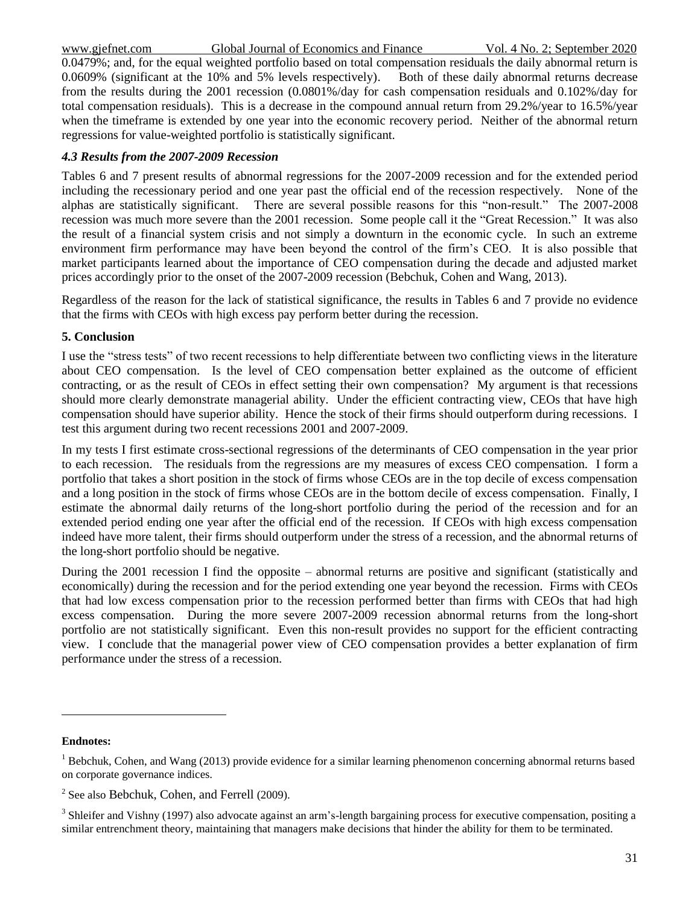0.0479%; and, for the equal weighted portfolio based on total compensation residuals the daily abnormal return is 0.0609% (significant at the 10% and 5% levels respectively). Both of these daily abnormal returns decrease from the results during the 2001 recession (0.0801%/day for cash compensation residuals and 0.102%/day for total compensation residuals). This is a decrease in the compound annual return from 29.2%/year to 16.5%/year when the timeframe is extended by one year into the economic recovery period. Neither of the abnormal return regressions for value-weighted portfolio is statistically significant.

### *4.3 Results from the 2007-2009 Recession*

Tables 6 and 7 present results of abnormal regressions for the 2007-2009 recession and for the extended period including the recessionary period and one year past the official end of the recession respectively. None of the alphas are statistically significant. There are several possible reasons for this "non-result." The 2007-2008 recession was much more severe than the 2001 recession. Some people call it the "Great Recession." It was also the result of a financial system crisis and not simply a downturn in the economic cycle. In such an extreme environment firm performance may have been beyond the control of the firm's CEO. It is also possible that market participants learned about the importance of CEO compensation during the decade and adjusted market prices accordingly prior to the onset of the 2007-2009 recession (Bebchuk, Cohen and Wang, 2013).

Regardless of the reason for the lack of statistical significance, the results in Tables 6 and 7 provide no evidence that the firms with CEOs with high excess pay perform better during the recession.

## 5. Conclusion

I use the "stress tests" of two recent recessions to help differentiate between two conflicting views in the literature about CEO compensation. Is the level of CEO compensation better explained as the outcome of efficient contracting, or as the result of CEOs in effect setting their own compensation? My argument is that recessions should more clearly demonstrate managerial ability. Under the efficient contracting view, CEOs that have high compensation should have superior ability. Hence the stock of their firms should outperform during recessions. I test this argument during two recent recessions 2001 and 2007-2009.

In my tests I first estimate cross-sectional regressions of the determinants of CEO compensation in the year prior to each recession. The residuals from the regressions are my measures of excess CEO compensation. I form a portfolio that takes a short position in the stock of firms whose CEOs are in the top decile of excess compensation and a long position in the stock of firms whose CEOs are in the bottom decile of excess compensation. Finally, I estimate the abnormal daily returns of the long-short portfolio during the period of the recession and for an extended period ending one year after the official end of the recession. If CEOs with high excess compensation indeed have more talent, their firms should outperform under the stress of a recession, and the abnormal returns of the long-short portfolio should be negative.

During the 2001 recession I find the opposite – abnormal returns are positive and significant (statistically and economically) during the recession and for the period extending one year beyond the recession. Firms with CEOs that had low excess compensation prior to the recession performed better than firms with CEOs that had high excess compensation. During the more severe 2007-2009 recession abnormal returns from the long-short portfolio are not statistically significant. Even this non-result provides no support for the efficient contracting view. I conclude that the managerial power view of CEO compensation provides a better explanation of firm performance under the stress of a recession.

---

**Endnotes:**

[1] Bebchuk, Cohen, and Wang (2013) provide evidence for a similar learning phenomenon concerning abnormal returns based on corporate governance indices.

[2] See also Bebchuk, Cohen, and Ferrell (2009).

[3] Shleifer and Vishny (1997) also advocate against an arm's-length bargaining process for executive compensation, positing a similar entrenchment theory, maintaining that managers make decisions that hinder the ability for them to be terminated.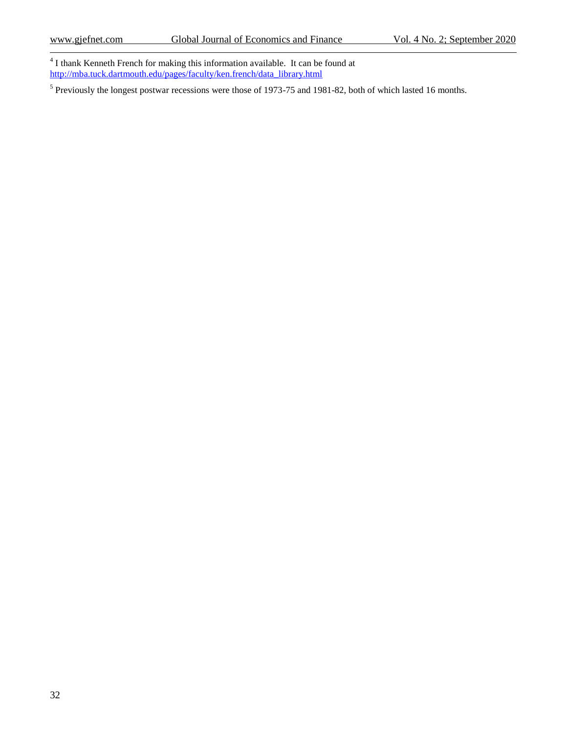[4] I thank Kenneth French for making this information available. It can be found at http://mba.tuck.dartmouth.edu/pages/faculty/ken.french/data_library.html

[5] Previously the longest postwar recessions were those of 1973-75 and 1981-82, both of which lasted 16 months.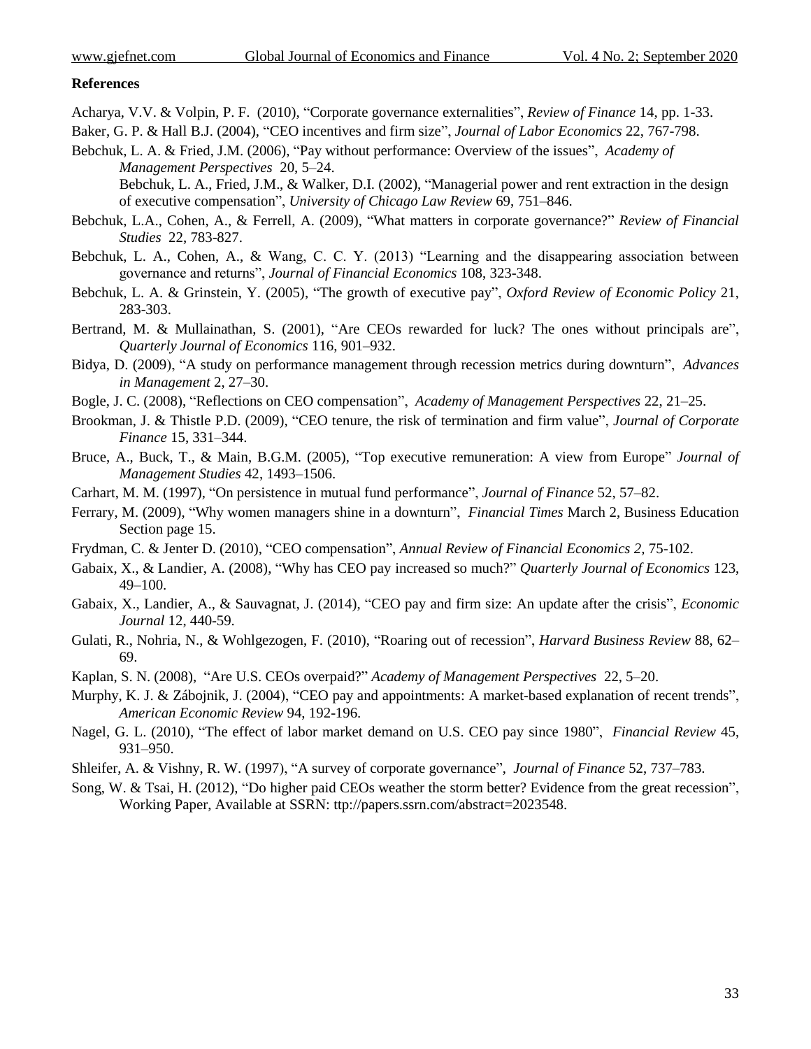### References

Acharya, V.V. & Volpin, P. F. (2010), "Corporate governance externalities", *Review of Finance* 14, pp. 1-33.

Baker, G. P. & Hall B.J. (2004), "CEO incentives and firm size", *Journal of Labor Economics* 22, 767-798.

Bebchuk, L. A. & Fried, J.M. (2006), "Pay without performance: Overview of the issues", *Academy of Management Perspectives* 20, 5–24.

Bebchuk, L. A., Fried, J.M., & Walker, D.I. (2002), "Managerial power and rent extraction in the design of executive compensation", *University of Chicago Law Review* 69, 751–846.

Bebchuk, L.A., Cohen, A., & Ferrell, A. (2009), "What matters in corporate governance?" *Review of Financial Studies* 22, 783-827.

Bebchuk, L. A., Cohen, A., & Wang, C. C. Y. (2013) "Learning and the disappearing association between governance and returns", *Journal of Financial Economics* 108, 323-348.

Bebchuk, L. A. & Grinstein, Y. (2005), "The growth of executive pay", *Oxford Review of Economic Policy* 21, 283-303.

Bertrand, M. & Mullainathan, S. (2001), "Are CEOs rewarded for luck? The ones without principals are", *Quarterly Journal of Economics* 116, 901–932.

Bidya, D. (2009), "A study on performance management through recession metrics during downturn", *Advances in Management* 2, 27–30.

Bogle, J. C. (2008), "Reflections on CEO compensation", *Academy of Management Perspectives* 22, 21–25.

Brookman, J. & Thistle P.D. (2009), "CEO tenure, the risk of termination and firm value", *Journal of Corporate Finance* 15, 331–344.

Bruce, A., Buck, T., & Main, B.G.M. (2005), "Top executive remuneration: A view from Europe" *Journal of Management Studies* 42, 1493–1506.

Carhart, M. M. (1997), "On persistence in mutual fund performance", *Journal of Finance* 52, 57–82.

Ferrary, M. (2009), "Why women managers shine in a downturn", *Financial Times* March 2, Business Education Section page 15.

Frydman, C. & Jenter D. (2010), "CEO compensation", *Annual Review of Financial Economics 2,* 75-102.

Gabaix, X., & Landier, A. (2008), "Why has CEO pay increased so much?" *Quarterly Journal of Economics* 123, 49–100.

Gabaix, X., Landier, A., & Sauvagnat, J. (2014), "CEO pay and firm size: An update after the crisis", *Economic Journal* 12, 440-59.

Gulati, R., Nohria, N., & Wohlgezogen, F. (2010), "Roaring out of recession", *Harvard Business Review* 88, 62–69.

Kaplan, S. N. (2008), "Are U.S. CEOs overpaid?" *Academy of Management Perspectives* 22, 5–20.

Murphy, K. J. & Zábojnik, J. (2004), "CEO pay and appointments: A market-based explanation of recent trends", *American Economic Review* 94, 192-196.

Nagel, G. L. (2010), "The effect of labor market demand on U.S. CEO pay since 1980", *Financial Review* 45, 931–950.

Shleifer, A. & Vishny, R. W. (1997), "A survey of corporate governance", *Journal of Finance* 52, 737–783.

Song, W. & Tsai, H. (2012), "Do higher paid CEOs weather the storm better? Evidence from the great recession", Working Paper, Available at SSRN: ttp://papers.ssrn.com/abstract=2023548.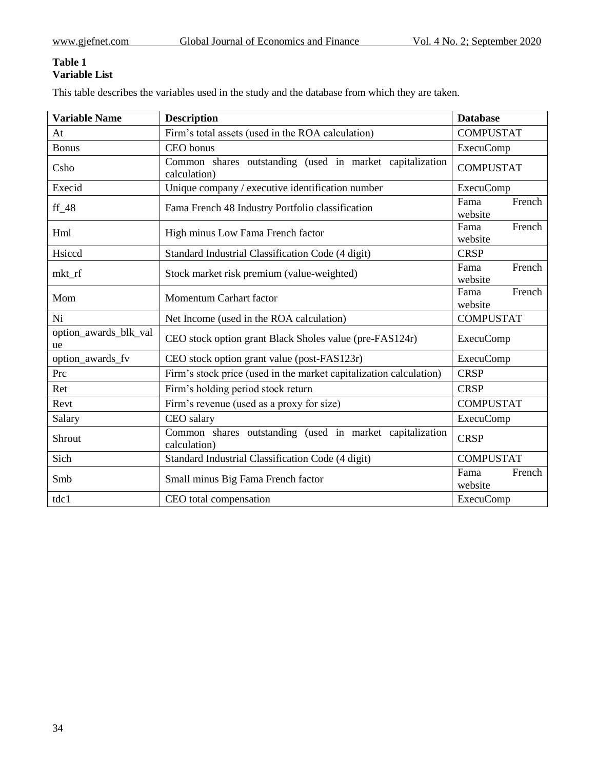**Table 1**
**Variable List**

This table describes the variables used in the study and the database from which they are taken.

| Variable Name | Description | Database |
|---|---|---|
| At | Firm's total assets (used in the ROA calculation) | COMPUSTAT |
| Bonus | CEO bonus | ExecuComp |
| Csho | Common shares outstanding (used in market capitalization calculation) | COMPUSTAT |
| Execid | Unique company / executive identification number | ExecuComp |
| ff_48 | Fama French 48 Industry Portfolio classification | Fama French website |
| Hml | High minus Low Fama French factor | Fama French website |
| Hsiccd | Standard Industrial Classification Code (4 digit) | CRSP |
| mkt_rf | Stock market risk premium (value-weighted) | Fama French website |
| Mom | Momentum Carhart factor | Fama French website |
| Ni | Net Income (used in the ROA calculation) | COMPUSTAT |
| option_awards_blk_value | CEO stock option grant Black Sholes value (pre-FAS124r) | ExecuComp |
| option_awards_fv | CEO stock option grant value (post-FAS123r) | ExecuComp |
| Prc | Firm's stock price (used in the market capitalization calculation) | CRSP |
| Ret | Firm's holding period stock return | CRSP |
| Revt | Firm's revenue (used as a proxy for size) | COMPUSTAT |
| Salary | CEO salary | ExecuComp |
| Shrout | Common shares outstanding (used in market capitalization calculation) | CRSP |
| Sich | Standard Industrial Classification Code (4 digit) | COMPUSTAT |
| Smb | Small minus Big Fama French factor | Fama French website |
| tdc1 | CEO total compensation | ExecuComp |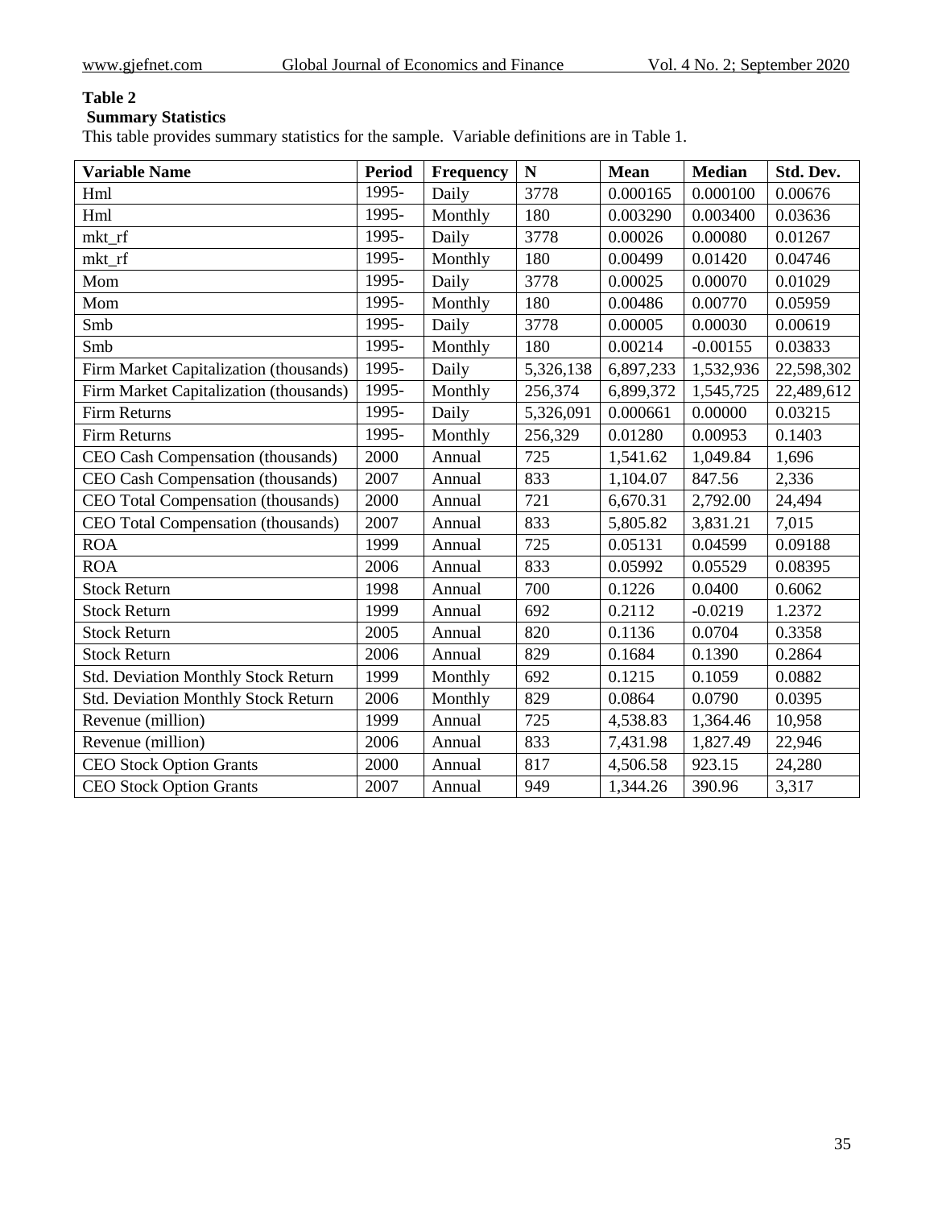**Table 2**

**Summary Statistics**

This table provides summary statistics for the sample. Variable definitions are in Table 1.

| Variable Name | Period | Frequency | N | Mean | Median | Std. Dev. |
|---|---|---|---|---|---|---|
| Hml | 1995- | Daily | 3778 | 0.000165 | 0.000100 | 0.00676 |
| Hml | 1995- | Monthly | 180 | 0.003290 | 0.003400 | 0.03636 |
| mkt_rf | 1995- | Daily | 3778 | 0.00026 | 0.00080 | 0.01267 |
| mkt_rf | 1995- | Monthly | 180 | 0.00499 | 0.01420 | 0.04746 |
| Mom | 1995- | Daily | 3778 | 0.00025 | 0.00070 | 0.01029 |
| Mom | 1995- | Monthly | 180 | 0.00486 | 0.00770 | 0.05959 |
| Smb | 1995- | Daily | 3778 | 0.00005 | 0.00030 | 0.00619 |
| Smb | 1995- | Monthly | 180 | 0.00214 | -0.00155 | 0.03833 |
| Firm Market Capitalization (thousands) | 1995- | Daily | 5,326,138 | 6,897,233 | 1,532,936 | 22,598,302 |
| Firm Market Capitalization (thousands) | 1995- | Monthly | 256,374 | 6,899,372 | 1,545,725 | 22,489,612 |
| Firm Returns | 1995- | Daily | 5,326,091 | 0.000661 | 0.00000 | 0.03215 |
| Firm Returns | 1995- | Monthly | 256,329 | 0.01280 | 0.00953 | 0.1403 |
| CEO Cash Compensation (thousands) | 2000 | Annual | 725 | 1,541.62 | 1,049.84 | 1,696 |
| CEO Cash Compensation (thousands) | 2007 | Annual | 833 | 1,104.07 | 847.56 | 2,336 |
| CEO Total Compensation (thousands) | 2000 | Annual | 721 | 6,670.31 | 2,792.00 | 24,494 |
| CEO Total Compensation (thousands) | 2007 | Annual | 833 | 5,805.82 | 3,831.21 | 7,015 |
| ROA | 1999 | Annual | 725 | 0.05131 | 0.04599 | 0.09188 |
| ROA | 2006 | Annual | 833 | 0.05992 | 0.05529 | 0.08395 |
| Stock Return | 1998 | Annual | 700 | 0.1226 | 0.0400 | 0.6062 |
| Stock Return | 1999 | Annual | 692 | 0.2112 | -0.0219 | 1.2372 |
| Stock Return | 2005 | Annual | 820 | 0.1136 | 0.0704 | 0.3358 |
| Stock Return | 2006 | Annual | 829 | 0.1684 | 0.1390 | 0.2864 |
| Std. Deviation Monthly Stock Return | 1999 | Monthly | 692 | 0.1215 | 0.1059 | 0.0882 |
| Std. Deviation Monthly Stock Return | 2006 | Monthly | 829 | 0.0864 | 0.0790 | 0.0395 |
| Revenue (million) | 1999 | Annual | 725 | 4,538.83 | 1,364.46 | 10,958 |
| Revenue (million) | 2006 | Annual | 833 | 7,431.98 | 1,827.49 | 22,946 |
| CEO Stock Option Grants | 2000 | Annual | 817 | 4,506.58 | 923.15 | 24,280 |
| CEO Stock Option Grants | 2007 | Annual | 949 | 1,344.26 | 390.96 | 3,317 |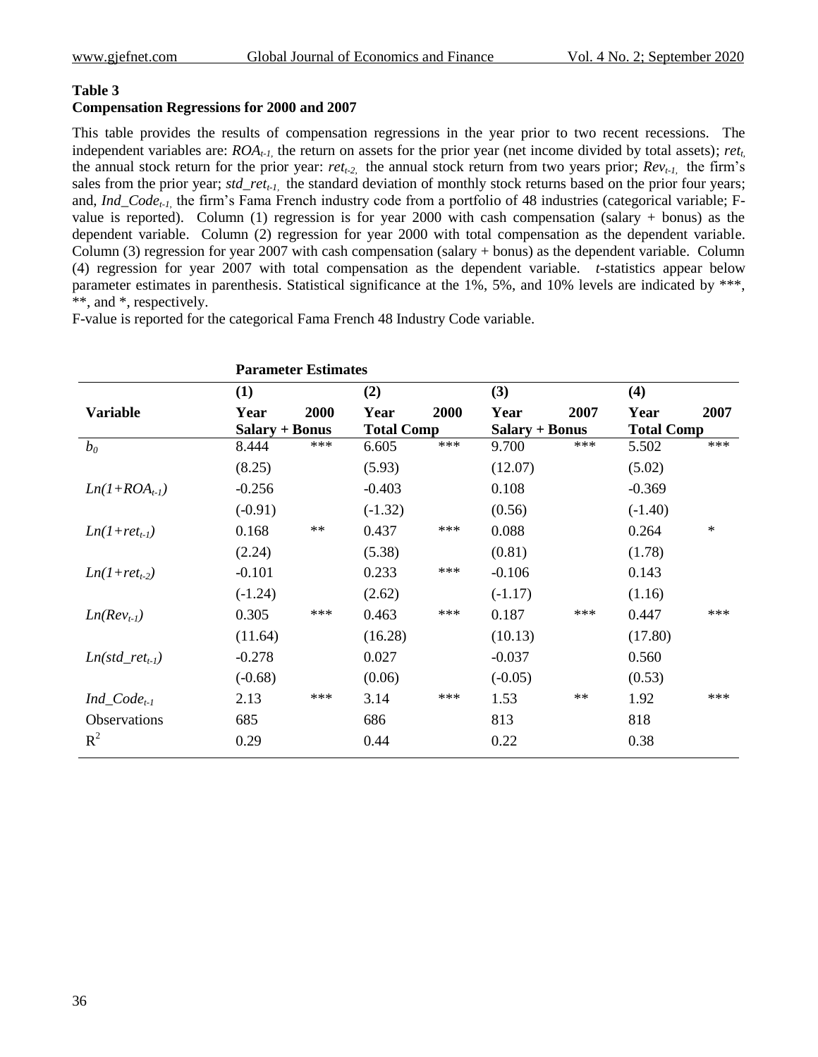**Table 3**
**Compensation Regressions for 2000 and 2007**

This table provides the results of compensation regressions in the year prior to two recent recessions. The independent variables are: $ROA_{t-1,}$ the return on assets for the prior year (net income divided by total assets); $ret_{t,}$ the annual stock return for the prior year: $ret_{t-2,}$ the annual stock return from two years prior; $Rev_{t-1,}$ the firm's sales from the prior year; $std\_ret_{t-1,}$ the standard deviation of monthly stock returns based on the prior four years; and, $Ind\_Code_{t-1,}$ the firm's Fama French industry code from a portfolio of 48 industries (categorical variable; F-value is reported). Column (1) regression is for year 2000 with cash compensation (salary + bonus) as the dependent variable. Column (2) regression for year 2000 with total compensation as the dependent variable. Column (3) regression for year 2007 with cash compensation (salary + bonus) as the dependent variable. Column (4) regression for year 2007 with total compensation as the dependent variable. *t*-statistics appear below parameter estimates in parenthesis. Statistical significance at the 1%, 5%, and 10% levels are indicated by ***, **, and *, respectively.

F-value is reported for the categorical Fama French 48 Industry Code variable.

| | **Parameter Estimates** | | | | | | | |
|---|---|---|---|---|---|---|---|---|
| | **(1)** | | **(2)** | | **(3)** | | **(4)** | |
| **Variable** | **Year 2000 Salary + Bonus** | | **Year 2000 Total Comp** | | **Year 2007 Salary + Bonus** | | **Year 2007 Total Comp** | |
| $b_0$ | 8.444 | *** | 6.605 | *** | 9.700 | *** | 5.502 | *** |
| | (8.25) | | (5.93) | | (12.07) | | (5.02) | |
| $Ln(1{+}ROA_{t-1})$ | -0.256 | | -0.403 | | 0.108 | | -0.369 | |
| | (-0.91) | | (-1.32) | | (0.56) | | (-1.40) | |
| $Ln(1{+}ret_{t-1})$ | 0.168 | ** | 0.437 | *** | 0.088 | | 0.264 | * |
| | (2.24) | | (5.38) | | (0.81) | | (1.78) | |
| $Ln(1{+}ret_{t-2})$ | -0.101 | | 0.233 | *** | -0.106 | | 0.143 | |
| | (-1.24) | | (2.62) | | (-1.17) | | (1.16) | |
| $Ln(Rev_{t-1})$ | 0.305 | *** | 0.463 | *** | 0.187 | *** | 0.447 | *** |
| | (11.64) | | (16.28) | | (10.13) | | (17.80) | |
| $Ln(std\_ret_{t-1})$ | -0.278 | | 0.027 | | -0.037 | | 0.560 | |
| | (-0.68) | | (0.06) | | (-0.05) | | (0.53) | |
| $Ind\_Code_{t-1}$ | 2.13 | *** | 3.14 | *** | 1.53 | ** | 1.92 | *** |
| Observations | 685 | | 686 | | 813 | | 818 | |
| $R^2$ | 0.29 | | 0.44 | | 0.22 | | 0.38 | |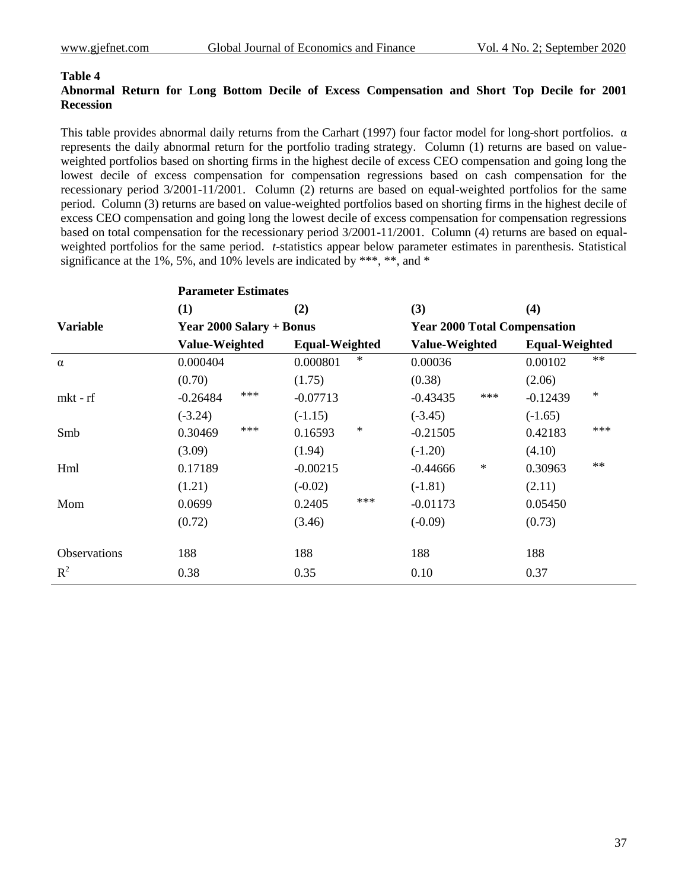**Table 4**

**Abnormal Return for Long Bottom Decile of Excess Compensation and Short Top Decile for 2001 Recession**

This table provides abnormal daily returns from the Carhart (1997) four factor model for long-short portfolios. α represents the daily abnormal return for the portfolio trading strategy. Column (1) returns are based on value-weighted portfolios based on shorting firms in the highest decile of excess CEO compensation and going long the lowest decile of excess compensation for compensation regressions based on cash compensation for the recessionary period 3/2001-11/2001. Column (2) returns are based on equal-weighted portfolios for the same period. Column (3) returns are based on value-weighted portfolios based on shorting firms in the highest decile of excess CEO compensation and going long the lowest decile of excess compensation for compensation regressions based on total compensation for the recessionary period 3/2001-11/2001. Column (4) returns are based on equal-weighted portfolios for the same period. *t*-statistics appear below parameter estimates in parenthesis. Statistical significance at the 1%, 5%, and 10% levels are indicated by ***, **, and *

| | **Parameter Estimates** | | | |
|---|---|---|---|---|
| | **(1)** | **(2)** | **(3)** | **(4)** |
| | **Year 2000 Salary + Bonus** | | **Year 2000 Total Compensation** | |
| **Variable** | **Value-Weighted** | **Equal-Weighted** | **Value-Weighted** | **Equal-Weighted** |
| α | 0.000404 | 0.000801 * | 0.00036 | 0.00102 ** |
| | (0.70) | (1.75) | (0.38) | (2.06) |
| mkt - rf | -0.26484 *** | -0.07713 | -0.43435 *** | -0.12439 * |
| | (-3.24) | (-1.15) | (-3.45) | (-1.65) |
| Smb | 0.30469 *** | 0.16593 * | -0.21505 | 0.42183 *** |
| | (3.09) | (1.94) | (-1.20) | (4.10) |
| Hml | 0.17189 | -0.00215 | -0.44666 * | 0.30963 ** |
| | (1.21) | (-0.02) | (-1.81) | (2.11) |
| Mom | 0.0699 | 0.2405 *** | -0.01173 | 0.05450 |
| | (0.72) | (3.46) | (-0.09) | (0.73) |
| Observations | 188 | 188 | 188 | 188 |
| $R^2$ | 0.38 | 0.35 | 0.10 | 0.37 |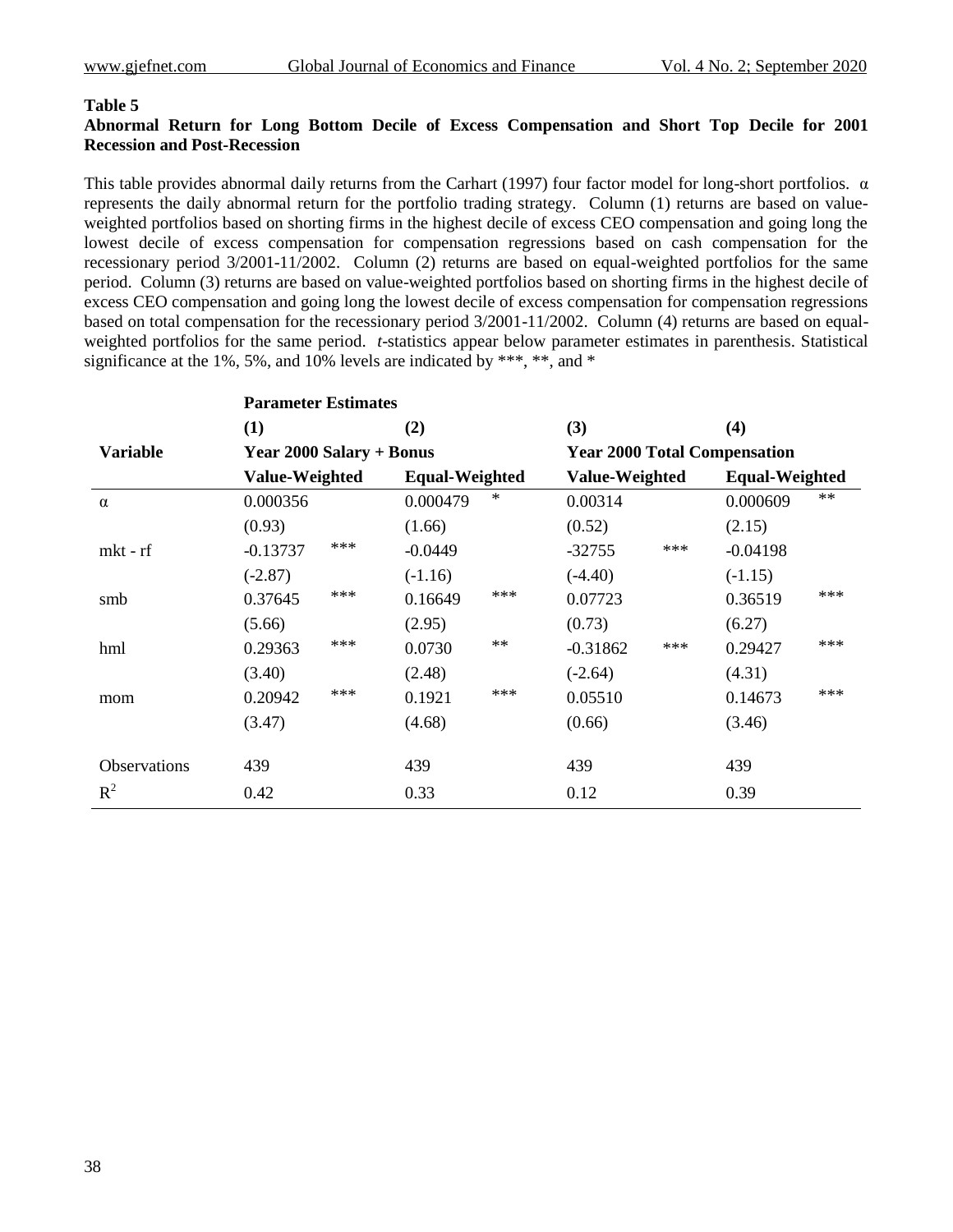**Table 5**

**Abnormal Return for Long Bottom Decile of Excess Compensation and Short Top Decile for 2001 Recession and Post-Recession**

This table provides abnormal daily returns from the Carhart (1997) four factor model for long-short portfolios. α represents the daily abnormal return for the portfolio trading strategy. Column (1) returns are based on value-weighted portfolios based on shorting firms in the highest decile of excess CEO compensation and going long the lowest decile of excess compensation for compensation regressions based on cash compensation for the recessionary period 3/2001-11/2002. Column (2) returns are based on equal-weighted portfolios for the same period. Column (3) returns are based on value-weighted portfolios based on shorting firms in the highest decile of excess CEO compensation and going long the lowest decile of excess compensation for compensation regressions based on total compensation for the recessionary period 3/2001-11/2002. Column (4) returns are based on equal-weighted portfolios for the same period. *t*-statistics appear below parameter estimates in parenthesis. Statistical significance at the 1%, 5%, and 10% levels are indicated by ***, **, and *

| | **Parameter Estimates** | | | | | | | |
|---|---|---|---|---|---|---|---|---|
| | **(1)** | | **(2)** | | **(3)** | | **(4)** | |
| **Variable** | **Year 2000 Salary + Bonus** | | | | **Year 2000 Total Compensation** | | | |
| | **Value-Weighted** | | **Equal-Weighted** | | **Value-Weighted** | | **Equal-Weighted** | |
| α | 0.000356 | | 0.000479 | * | 0.00314 | | 0.000609 | ** |
| | (0.93) | | (1.66) | | (0.52) | | (2.15) | |
| mkt - rf | -0.13737 | *** | -0.0449 | | -32755 | *** | -0.04198 | |
| | (-2.87) | | (-1.16) | | (-4.40) | | (-1.15) | |
| smb | 0.37645 | *** | 0.16649 | *** | 0.07723 | | 0.36519 | *** |
| | (5.66) | | (2.95) | | (0.73) | | (6.27) | |
| hml | 0.29363 | *** | 0.0730 | ** | -0.31862 | *** | 0.29427 | *** |
| | (3.40) | | (2.48) | | (-2.64) | | (4.31) | |
| mom | 0.20942 | *** | 0.1921 | *** | 0.05510 | | 0.14673 | *** |
| | (3.47) | | (4.68) | | (0.66) | | (3.46) | |
| Observations | 439 | | 439 | | 439 | | 439 | |
| $R^2$ | 0.42 | | 0.33 | | 0.12 | | 0.39 | |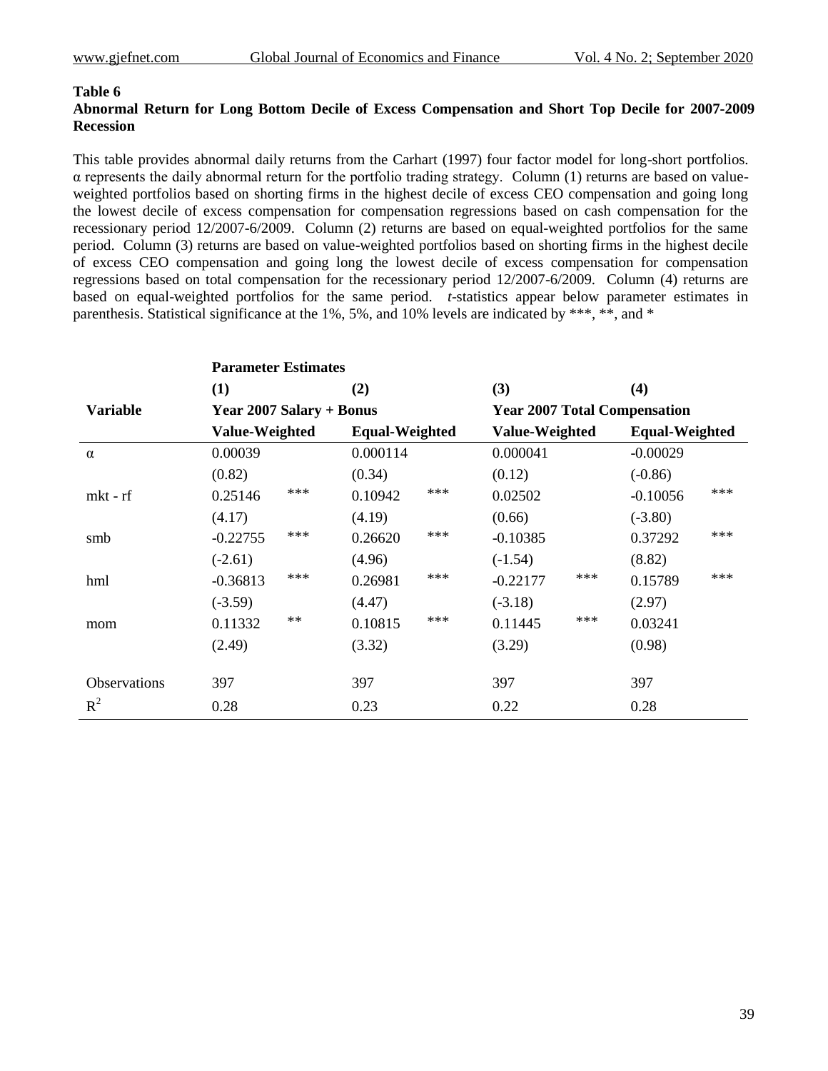**Table 6**

**Abnormal Return for Long Bottom Decile of Excess Compensation and Short Top Decile for 2007-2009 Recession**

This table provides abnormal daily returns from the Carhart (1997) four factor model for long-short portfolios. α represents the daily abnormal return for the portfolio trading strategy. Column (1) returns are based on value-weighted portfolios based on shorting firms in the highest decile of excess CEO compensation and going long the lowest decile of excess compensation for compensation regressions based on cash compensation for the recessionary period 12/2007-6/2009. Column (2) returns are based on equal-weighted portfolios for the same period. Column (3) returns are based on value-weighted portfolios based on shorting firms in the highest decile of excess CEO compensation and going long the lowest decile of excess compensation for compensation regressions based on total compensation for the recessionary period 12/2007-6/2009. Column (4) returns are based on equal-weighted portfolios for the same period. *t*-statistics appear below parameter estimates in parenthesis. Statistical significance at the 1%, 5%, and 10% levels are indicated by ***, **, and *

| | **Parameter Estimates** | | | | | | | |
|---|---|---|---|---|---|---|---|---|
| | **(1)** | | **(2)** | | **(3)** | | **(4)** | |
| **Variable** | **Year 2007 Salary + Bonus** | | | | **Year 2007 Total Compensation** | | | |
| | **Value-Weighted** | | **Equal-Weighted** | | **Value-Weighted** | | **Equal-Weighted** | |
| α | 0.00039 | | 0.000114 | | 0.000041 | | -0.00029 | |
| | (0.82) | | (0.34) | | (0.12) | | (-0.86) | |
| mkt - rf | 0.25146 | *** | 0.10942 | *** | 0.02502 | | -0.10056 | *** |
| | (4.17) | | (4.19) | | (0.66) | | (-3.80) | |
| smb | -0.22755 | *** | 0.26620 | *** | -0.10385 | | 0.37292 | *** |
| | (-2.61) | | (4.96) | | (-1.54) | | (8.82) | |
| hml | -0.36813 | *** | 0.26981 | *** | -0.22177 | *** | 0.15789 | *** |
| | (-3.59) | | (4.47) | | (-3.18) | | (2.97) | |
| mom | 0.11332 | ** | 0.10815 | *** | 0.11445 | *** | 0.03241 | |
| | (2.49) | | (3.32) | | (3.29) | | (0.98) | |
| Observations | 397 | | 397 | | 397 | | 397 | |
| $R^2$ | 0.28 | | 0.23 | | 0.22 | | 0.28 | |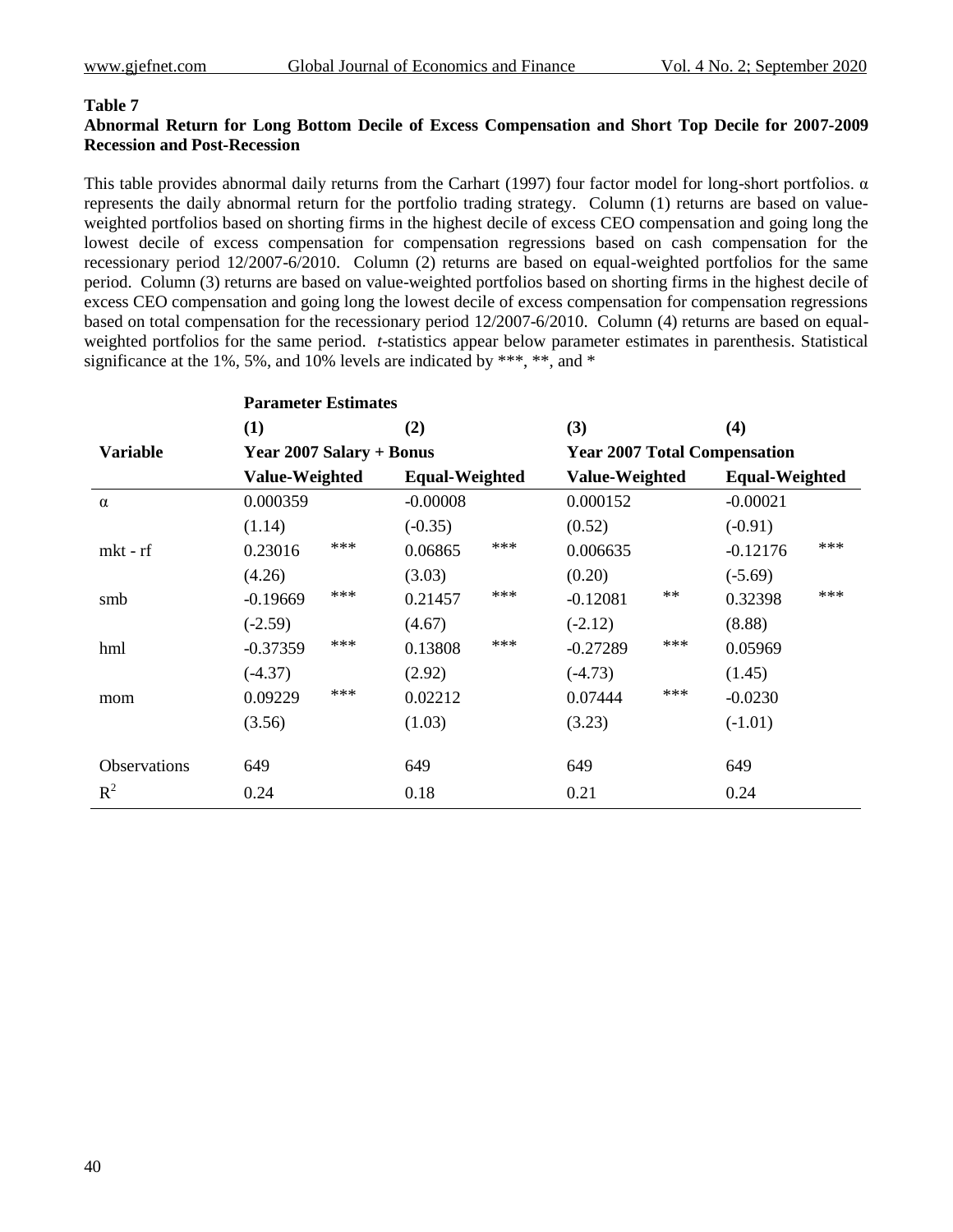**Table 7**

**Abnormal Return for Long Bottom Decile of Excess Compensation and Short Top Decile for 2007-2009 Recession and Post-Recession**

This table provides abnormal daily returns from the Carhart (1997) four factor model for long-short portfolios. α represents the daily abnormal return for the portfolio trading strategy. Column (1) returns are based on value-weighted portfolios based on shorting firms in the highest decile of excess CEO compensation and going long the lowest decile of excess compensation for compensation regressions based on cash compensation for the recessionary period 12/2007-6/2010. Column (2) returns are based on equal-weighted portfolios for the same period. Column (3) returns are based on value-weighted portfolios based on shorting firms in the highest decile of excess CEO compensation and going long the lowest decile of excess compensation for compensation regressions based on total compensation for the recessionary period 12/2007-6/2010. Column (4) returns are based on equal-weighted portfolios for the same period. *t*-statistics appear below parameter estimates in parenthesis. Statistical significance at the 1%, 5%, and 10% levels are indicated by ***, **, and *

| | **Parameter Estimates** | | | | | | | |
|---|---|---|---|---|---|---|---|---|
| | **(1)** | | **(2)** | | **(3)** | | **(4)** | |
| **Variable** | **Year 2007 Salary + Bonus** | | | | **Year 2007 Total Compensation** | | | |
| | **Value-Weighted** | | **Equal-Weighted** | | **Value-Weighted** | | **Equal-Weighted** | |
| α | 0.000359 | | -0.00008 | | 0.000152 | | -0.00021 | |
| | (1.14) | | (-0.35) | | (0.52) | | (-0.91) | |
| mkt - rf | 0.23016 | *** | 0.06865 | *** | 0.006635 | | -0.12176 | *** |
| | (4.26) | | (3.03) | | (0.20) | | (-5.69) | |
| smb | -0.19669 | *** | 0.21457 | *** | -0.12081 | ** | 0.32398 | *** |
| | (-2.59) | | (4.67) | | (-2.12) | | (8.88) | |
| hml | -0.37359 | *** | 0.13808 | *** | -0.27289 | *** | 0.05969 | |
| | (-4.37) | | (2.92) | | (-4.73) | | (1.45) | |
| mom | 0.09229 | *** | 0.02212 | | 0.07444 | *** | -0.0230 | |
| | (3.56) | | (1.03) | | (3.23) | | (-1.01) | |
| Observations | 649 | | 649 | | 649 | | 649 | |
| $R^2$ | 0.24 | | 0.18 | | 0.21 | | 0.24 | |